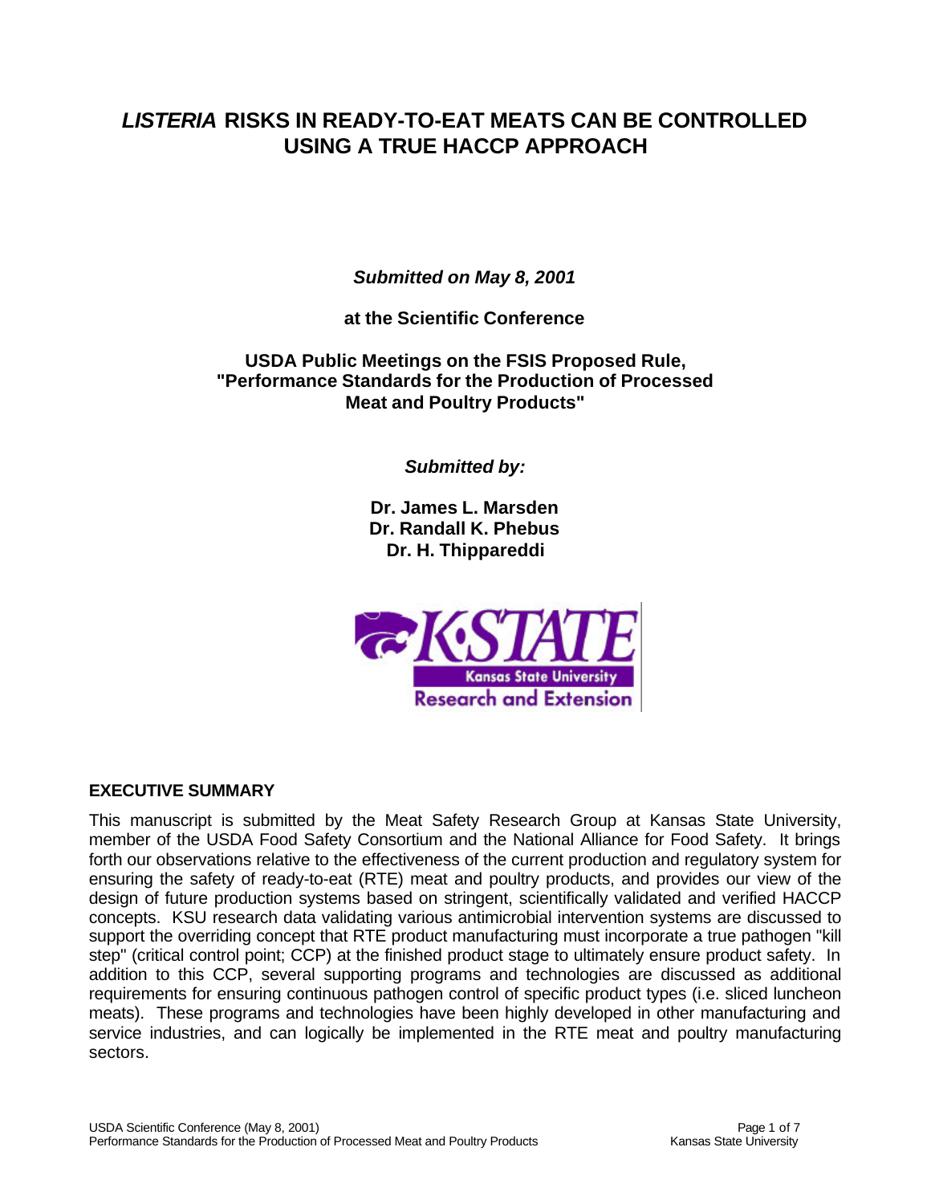# *LISTERIA* RISKS IN READY-TO-EAT MEATS CAN BE CONTROLLED USING A TRUE HACCP APPROACH

***Submitted on May 8, 2001***

**at the Scientific Conference**

**USDA Public Meetings on the FSIS Proposed Rule, "Performance Standards for the Production of Processed Meat and Poultry Products"**

***Submitted by:***

**Dr. James L. Marsden**
**Dr. Randall K. Phebus**
**Dr. H. Thippareddi**

## EXECUTIVE SUMMARY

This manuscript is submitted by the Meat Safety Research Group at Kansas State University, member of the USDA Food Safety Consortium and the National Alliance for Food Safety. It brings forth our observations relative to the effectiveness of the current production and regulatory system for ensuring the safety of ready-to-eat (RTE) meat and poultry products, and provides our view of the design of future production systems based on stringent, scientifically validated and verified HACCP concepts. KSU research data validating various antimicrobial intervention systems are discussed to support the overriding concept that RTE product manufacturing must incorporate a true pathogen "kill step" (critical control point; CCP) at the finished product stage to ultimately ensure product safety. In addition to this CCP, several supporting programs and technologies are discussed as additional requirements for ensuring continuous pathogen control of specific product types (i.e. sliced luncheon meats). These programs and technologies have been highly developed in other manufacturing and service industries, and can logically be implemented in the RTE meat and poultry manufacturing sectors.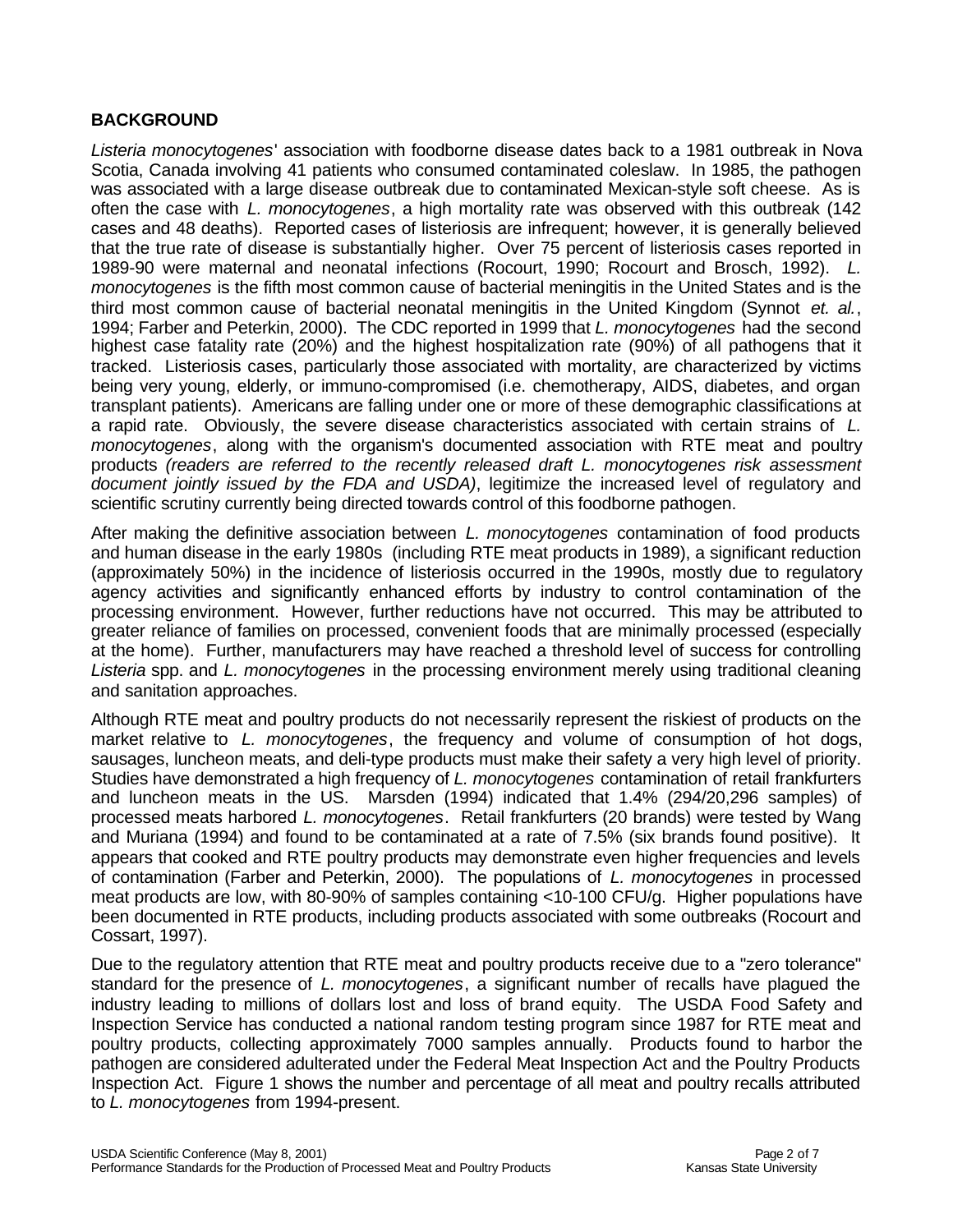**BACKGROUND**

*Listeria monocytogenes*' association with foodborne disease dates back to a 1981 outbreak in Nova Scotia, Canada involving 41 patients who consumed contaminated coleslaw. In 1985, the pathogen was associated with a large disease outbreak due to contaminated Mexican-style soft cheese. As is often the case with *L. monocytogenes*, a high mortality rate was observed with this outbreak (142 cases and 48 deaths). Reported cases of listeriosis are infrequent; however, it is generally believed that the true rate of disease is substantially higher. Over 75 percent of listeriosis cases reported in 1989-90 were maternal and neonatal infections (Rocourt, 1990; Rocourt and Brosch, 1992). *L. monocytogenes* is the fifth most common cause of bacterial meningitis in the United States and is the third most common cause of bacterial neonatal meningitis in the United Kingdom (Synnot *et. al.*, 1994; Farber and Peterkin, 2000). The CDC reported in 1999 that *L. monocytogenes* had the second highest case fatality rate (20%) and the highest hospitalization rate (90%) of all pathogens that it tracked. Listeriosis cases, particularly those associated with mortality, are characterized by victims being very young, elderly, or immuno-compromised (i.e. chemotherapy, AIDS, diabetes, and organ transplant patients). Americans are falling under one or more of these demographic classifications at a rapid rate. Obviously, the severe disease characteristics associated with certain strains of *L. monocytogenes*, along with the organism's documented association with RTE meat and poultry products *(readers are referred to the recently released draft L. monocytogenes risk assessment document jointly issued by the FDA and USDA)*, legitimize the increased level of regulatory and scientific scrutiny currently being directed towards control of this foodborne pathogen.

After making the definitive association between *L. monocytogenes* contamination of food products and human disease in the early 1980s (including RTE meat products in 1989), a significant reduction (approximately 50%) in the incidence of listeriosis occurred in the 1990s, mostly due to regulatory agency activities and significantly enhanced efforts by industry to control contamination of the processing environment. However, further reductions have not occurred. This may be attributed to greater reliance of families on processed, convenient foods that are minimally processed (especially at the home). Further, manufacturers may have reached a threshold level of success for controlling *Listeria* spp. and *L. monocytogenes* in the processing environment merely using traditional cleaning and sanitation approaches.

Although RTE meat and poultry products do not necessarily represent the riskiest of products on the market relative to *L. monocytogenes*, the frequency and volume of consumption of hot dogs, sausages, luncheon meats, and deli-type products must make their safety a very high level of priority. Studies have demonstrated a high frequency of *L. monocytogenes* contamination of retail frankfurters and luncheon meats in the US. Marsden (1994) indicated that 1.4% (294/20,296 samples) of processed meats harbored *L. monocytogenes*. Retail frankfurters (20 brands) were tested by Wang and Muriana (1994) and found to be contaminated at a rate of 7.5% (six brands found positive). It appears that cooked and RTE poultry products may demonstrate even higher frequencies and levels of contamination (Farber and Peterkin, 2000). The populations of *L. monocytogenes* in processed meat products are low, with 80-90% of samples containing <10-100 CFU/g. Higher populations have been documented in RTE products, including products associated with some outbreaks (Rocourt and Cossart, 1997).

Due to the regulatory attention that RTE meat and poultry products receive due to a "zero tolerance" standard for the presence of *L. monocytogenes*, a significant number of recalls have plagued the industry leading to millions of dollars lost and loss of brand equity. The USDA Food Safety and Inspection Service has conducted a national random testing program since 1987 for RTE meat and poultry products, collecting approximately 7000 samples annually. Products found to harbor the pathogen are considered adulterated under the Federal Meat Inspection Act and the Poultry Products Inspection Act. Figure 1 shows the number and percentage of all meat and poultry recalls attributed to *L. monocytogenes* from 1994-present.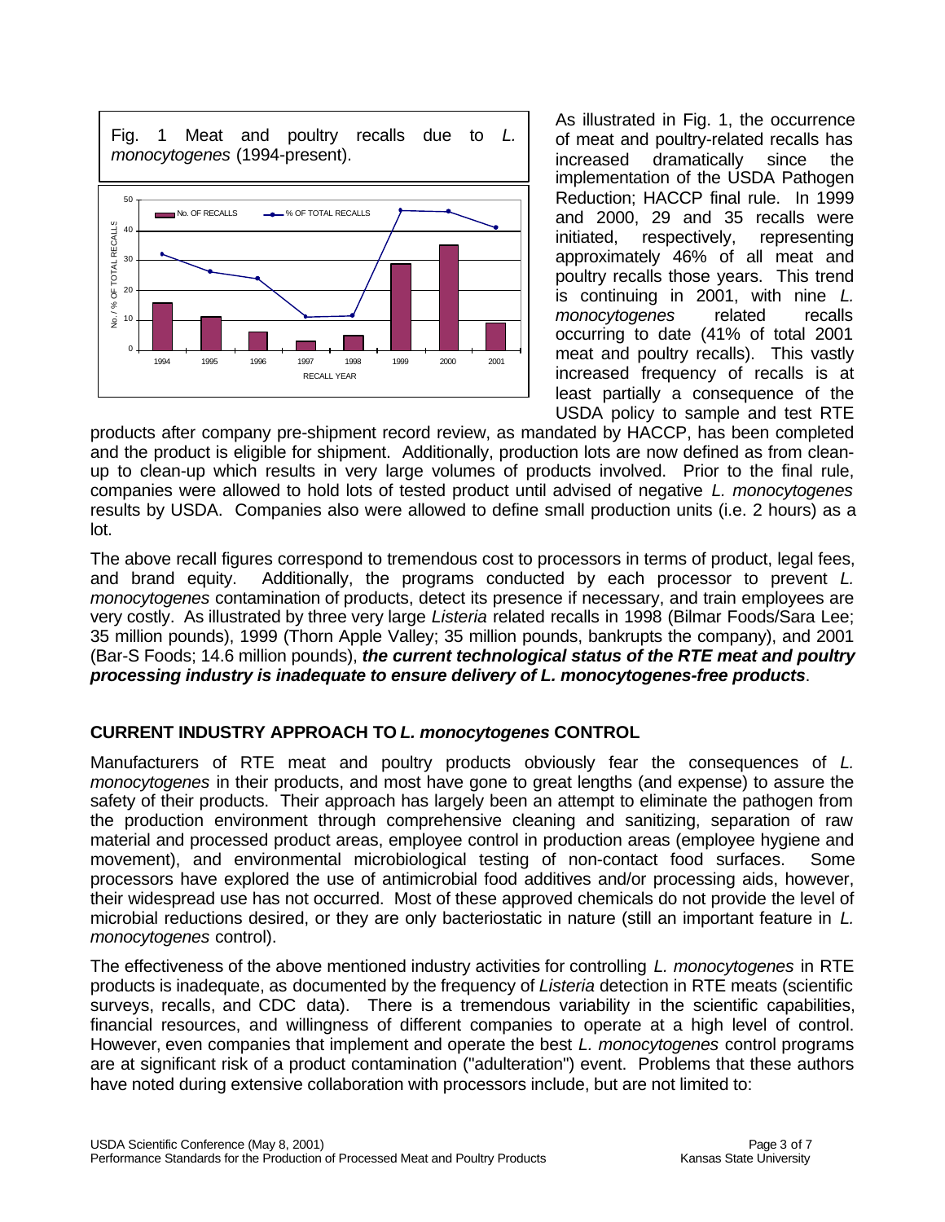Fig. 1 Meat and poultry recalls due to *L. monocytogenes* (1994-present).

As illustrated in Fig. 1, the occurrence of meat and poultry-related recalls has increased dramatically since the implementation of the USDA Pathogen Reduction; HACCP final rule. In 1999 and 2000, 29 and 35 recalls were initiated, respectively, representing approximately 46% of all meat and poultry recalls those years. This trend is continuing in 2001, with nine *L. monocytogenes* related recalls occurring to date (41% of total 2001 meat and poultry recalls). This vastly increased frequency of recalls is at least partially a consequence of the USDA policy to sample and test RTE products after company pre-shipment record review, as mandated by HACCP, has been completed and the product is eligible for shipment. Additionally, production lots are now defined as from clean-up to clean-up which results in very large volumes of products involved. Prior to the final rule, companies were allowed to hold lots of tested product until advised of negative *L. monocytogenes* results by USDA. Companies also were allowed to define small production units (i.e. 2 hours) as a lot.

The above recall figures correspond to tremendous cost to processors in terms of product, legal fees, and brand equity. Additionally, the programs conducted by each processor to prevent *L. monocytogenes* contamination of products, detect its presence if necessary, and train employees are very costly. As illustrated by three very large *Listeria* related recalls in 1998 (Bilmar Foods/Sara Lee; 35 million pounds), 1999 (Thorn Apple Valley; 35 million pounds, bankrupts the company), and 2001 (Bar-S Foods; 14.6 million pounds), ***the current technological status of the RTE meat and poultry processing industry is inadequate to ensure delivery of L. monocytogenes-free products***.

## CURRENT INDUSTRY APPROACH TO *L. monocytogenes* CONTROL

Manufacturers of RTE meat and poultry products obviously fear the consequences of *L. monocytogenes* in their products, and most have gone to great lengths (and expense) to assure the safety of their products. Their approach has largely been an attempt to eliminate the pathogen from the production environment through comprehensive cleaning and sanitizing, separation of raw material and processed product areas, employee control in production areas (employee hygiene and movement), and environmental microbiological testing of non-contact food surfaces. Some processors have explored the use of antimicrobial food additives and/or processing aids, however, their widespread use has not occurred. Most of these approved chemicals do not provide the level of microbial reductions desired, or they are only bacteriostatic in nature (still an important feature in *L. monocytogenes* control).

The effectiveness of the above mentioned industry activities for controlling *L. monocytogenes* in RTE products is inadequate, as documented by the frequency of *Listeria* detection in RTE meats (scientific surveys, recalls, and CDC data). There is a tremendous variability in the scientific capabilities, financial resources, and willingness of different companies to operate at a high level of control. However, even companies that implement and operate the best *L. monocytogenes* control programs are at significant risk of a product contamination ("adulteration") event. Problems that these authors have noted during extensive collaboration with processors include, but are not limited to: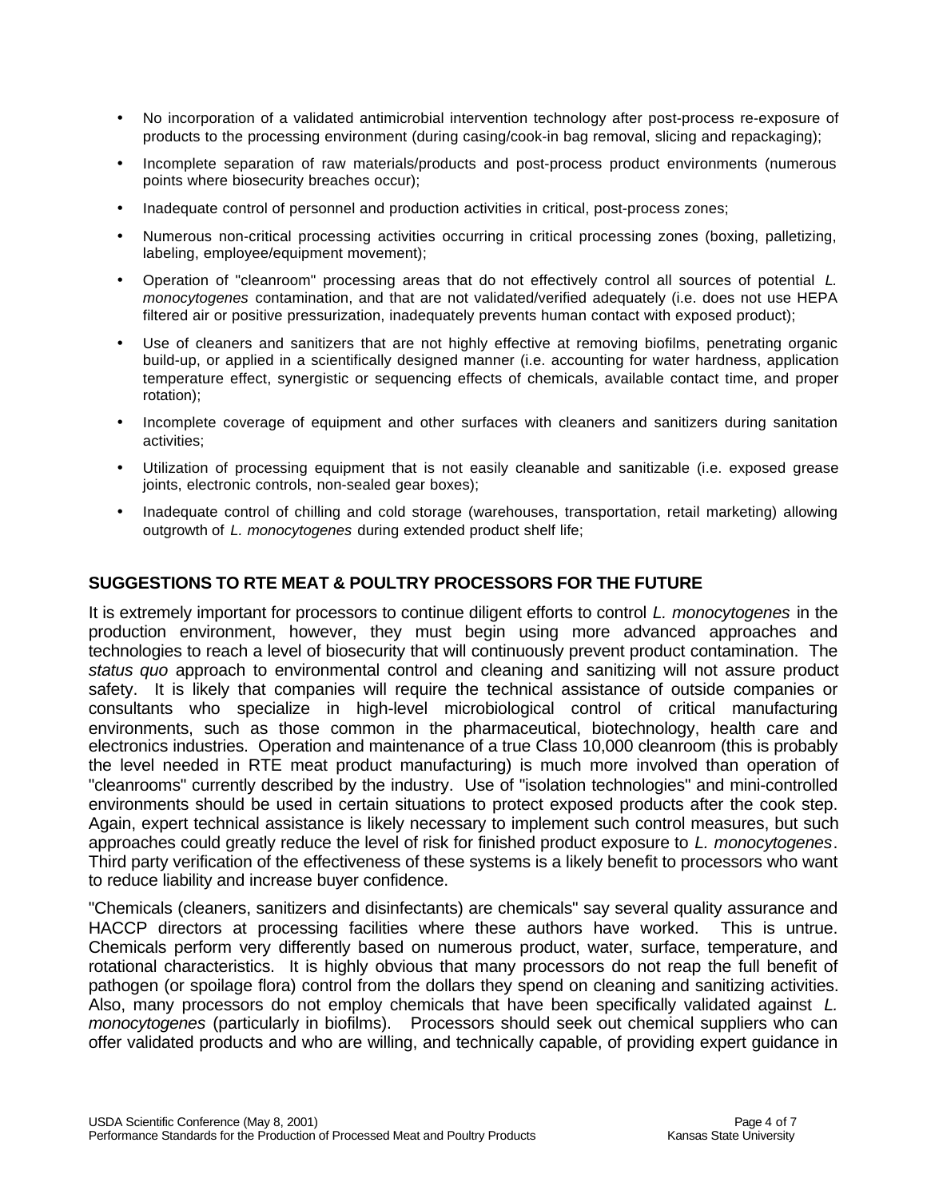- No incorporation of a validated antimicrobial intervention technology after post-process re-exposure of products to the processing environment (during casing/cook-in bag removal, slicing and repackaging);
- Incomplete separation of raw materials/products and post-process product environments (numerous points where biosecurity breaches occur);
- Inadequate control of personnel and production activities in critical, post-process zones;
- Numerous non-critical processing activities occurring in critical processing zones (boxing, palletizing, labeling, employee/equipment movement);
- Operation of "cleanroom" processing areas that do not effectively control all sources of potential *L. monocytogenes* contamination, and that are not validated/verified adequately (i.e. does not use HEPA filtered air or positive pressurization, inadequately prevents human contact with exposed product);
- Use of cleaners and sanitizers that are not highly effective at removing biofilms, penetrating organic build-up, or applied in a scientifically designed manner (i.e. accounting for water hardness, application temperature effect, synergistic or sequencing effects of chemicals, available contact time, and proper rotation);
- Incomplete coverage of equipment and other surfaces with cleaners and sanitizers during sanitation activities;
- Utilization of processing equipment that is not easily cleanable and sanitizable (i.e. exposed grease joints, electronic controls, non-sealed gear boxes);
- Inadequate control of chilling and cold storage (warehouses, transportation, retail marketing) allowing outgrowth of *L. monocytogenes* during extended product shelf life;

## SUGGESTIONS TO RTE MEAT & POULTRY PROCESSORS FOR THE FUTURE

It is extremely important for processors to continue diligent efforts to control *L. monocytogenes* in the production environment, however, they must begin using more advanced approaches and technologies to reach a level of biosecurity that will continuously prevent product contamination. The *status quo* approach to environmental control and cleaning and sanitizing will not assure product safety. It is likely that companies will require the technical assistance of outside companies or consultants who specialize in high-level microbiological control of critical manufacturing environments, such as those common in the pharmaceutical, biotechnology, health care and electronics industries. Operation and maintenance of a true Class 10,000 cleanroom (this is probably the level needed in RTE meat product manufacturing) is much more involved than operation of "cleanrooms" currently described by the industry. Use of "isolation technologies" and mini-controlled environments should be used in certain situations to protect exposed products after the cook step. Again, expert technical assistance is likely necessary to implement such control measures, but such approaches could greatly reduce the level of risk for finished product exposure to *L. monocytogenes*. Third party verification of the effectiveness of these systems is a likely benefit to processors who want to reduce liability and increase buyer confidence.

"Chemicals (cleaners, sanitizers and disinfectants) are chemicals" say several quality assurance and HACCP directors at processing facilities where these authors have worked. This is untrue. Chemicals perform very differently based on numerous product, water, surface, temperature, and rotational characteristics. It is highly obvious that many processors do not reap the full benefit of pathogen (or spoilage flora) control from the dollars they spend on cleaning and sanitizing activities. Also, many processors do not employ chemicals that have been specifically validated against *L. monocytogenes* (particularly in biofilms). Processors should seek out chemical suppliers who can offer validated products and who are willing, and technically capable, of providing expert guidance in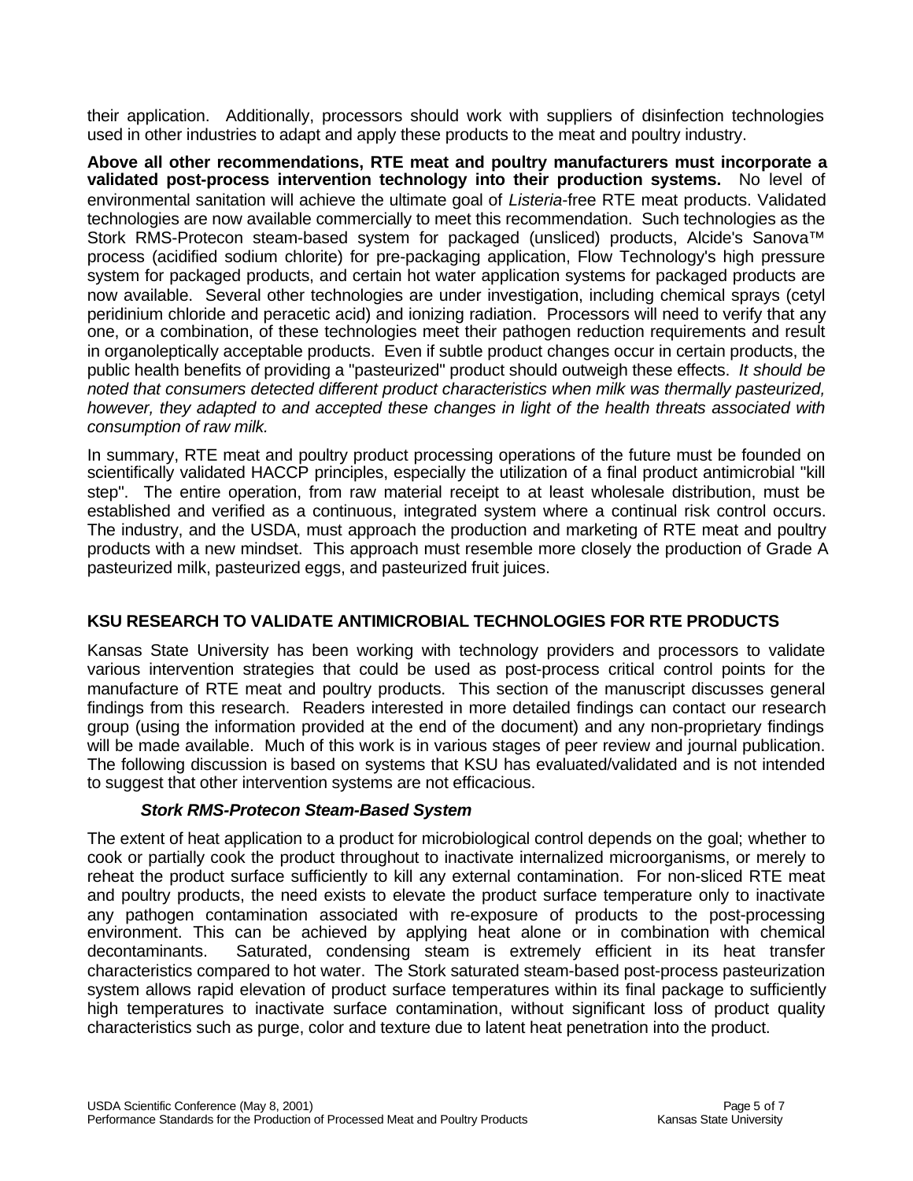their application. Additionally, processors should work with suppliers of disinfection technologies used in other industries to adapt and apply these products to the meat and poultry industry.

**Above all other recommendations, RTE meat and poultry manufacturers must incorporate a validated post-process intervention technology into their production systems.** No level of environmental sanitation will achieve the ultimate goal of *Listeria*-free RTE meat products. Validated technologies are now available commercially to meet this recommendation. Such technologies as the Stork RMS-Protecon steam-based system for packaged (unsliced) products, Alcide's Sanova™ process (acidified sodium chlorite) for pre-packaging application, Flow Technology's high pressure system for packaged products, and certain hot water application systems for packaged products are now available. Several other technologies are under investigation, including chemical sprays (cetyl peridinium chloride and peracetic acid) and ionizing radiation. Processors will need to verify that any one, or a combination, of these technologies meet their pathogen reduction requirements and result in organoleptically acceptable products. Even if subtle product changes occur in certain products, the public health benefits of providing a "pasteurized" product should outweigh these effects. *It should be noted that consumers detected different product characteristics when milk was thermally pasteurized, however, they adapted to and accepted these changes in light of the health threats associated with consumption of raw milk.*

In summary, RTE meat and poultry product processing operations of the future must be founded on scientifically validated HACCP principles, especially the utilization of a final product antimicrobial "kill step". The entire operation, from raw material receipt to at least wholesale distribution, must be established and verified as a continuous, integrated system where a continual risk control occurs. The industry, and the USDA, must approach the production and marketing of RTE meat and poultry products with a new mindset. This approach must resemble more closely the production of Grade A pasteurized milk, pasteurized eggs, and pasteurized fruit juices.

## KSU RESEARCH TO VALIDATE ANTIMICROBIAL TECHNOLOGIES FOR RTE PRODUCTS

Kansas State University has been working with technology providers and processors to validate various intervention strategies that could be used as post-process critical control points for the manufacture of RTE meat and poultry products. This section of the manuscript discusses general findings from this research. Readers interested in more detailed findings can contact our research group (using the information provided at the end of the document) and any non-proprietary findings will be made available. Much of this work is in various stages of peer review and journal publication. The following discussion is based on systems that KSU has evaluated/validated and is not intended to suggest that other intervention systems are not efficacious.

### *Stork RMS-Protecon Steam-Based System*

The extent of heat application to a product for microbiological control depends on the goal; whether to cook or partially cook the product throughout to inactivate internalized microorganisms, or merely to reheat the product surface sufficiently to kill any external contamination. For non-sliced RTE meat and poultry products, the need exists to elevate the product surface temperature only to inactivate any pathogen contamination associated with re-exposure of products to the post-processing environment. This can be achieved by applying heat alone or in combination with chemical decontaminants. Saturated, condensing steam is extremely efficient in its heat transfer characteristics compared to hot water. The Stork saturated steam-based post-process pasteurization system allows rapid elevation of product surface temperatures within its final package to sufficiently high temperatures to inactivate surface contamination, without significant loss of product quality characteristics such as purge, color and texture due to latent heat penetration into the product.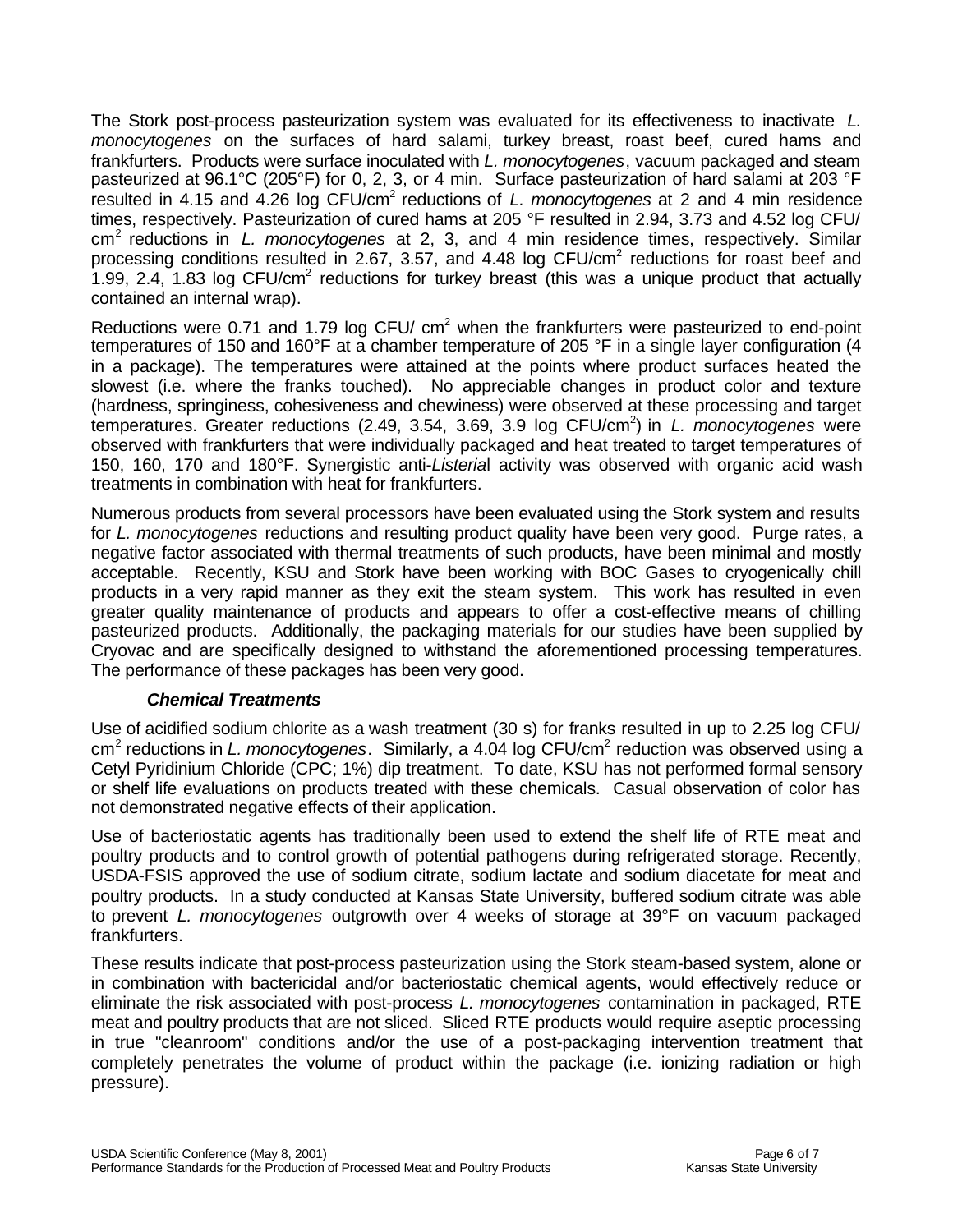The Stork post-process pasteurization system was evaluated for its effectiveness to inactivate *L. monocytogenes* on the surfaces of hard salami, turkey breast, roast beef, cured hams and frankfurters. Products were surface inoculated with *L. monocytogenes*, vacuum packaged and steam pasteurized at 96.1°C (205°F) for 0, 2, 3, or 4 min. Surface pasteurization of hard salami at 203 °F resulted in 4.15 and 4.26 log CFU/cm$^2$ reductions of *L. monocytogenes* at 2 and 4 min residence times, respectively. Pasteurization of cured hams at 205 °F resulted in 2.94, 3.73 and 4.52 log CFU/ cm$^2$ reductions in *L. monocytogenes* at 2, 3, and 4 min residence times, respectively. Similar processing conditions resulted in 2.67, 3.57, and 4.48 log CFU/cm$^2$ reductions for roast beef and 1.99, 2.4, 1.83 log CFU/cm$^2$ reductions for turkey breast (this was a unique product that actually contained an internal wrap).

Reductions were 0.71 and 1.79 log CFU/ cm$^2$ when the frankfurters were pasteurized to end-point temperatures of 150 and 160°F at a chamber temperature of 205 °F in a single layer configuration (4 in a package). The temperatures were attained at the points where product surfaces heated the slowest (i.e. where the franks touched). No appreciable changes in product color and texture (hardness, springiness, cohesiveness and chewiness) were observed at these processing and target temperatures. Greater reductions (2.49, 3.54, 3.69, 3.9 log CFU/cm$^2$) in *L. monocytogenes* were observed with frankfurters that were individually packaged and heat treated to target temperatures of 150, 160, 170 and 180°F. Synergistic anti-*Listeria*l activity was observed with organic acid wash treatments in combination with heat for frankfurters.

Numerous products from several processors have been evaluated using the Stork system and results for *L. monocytogenes* reductions and resulting product quality have been very good. Purge rates, a negative factor associated with thermal treatments of such products, have been minimal and mostly acceptable. Recently, KSU and Stork have been working with BOC Gases to cryogenically chill products in a very rapid manner as they exit the steam system. This work has resulted in even greater quality maintenance of products and appears to offer a cost-effective means of chilling pasteurized products. Additionally, the packaging materials for our studies have been supplied by Cryovac and are specifically designed to withstand the aforementioned processing temperatures. The performance of these packages has been very good.

### *Chemical Treatments*

Use of acidified sodium chlorite as a wash treatment (30 s) for franks resulted in up to 2.25 log CFU/ cm$^2$ reductions in *L. monocytogenes*. Similarly, a 4.04 log CFU/cm$^2$ reduction was observed using a Cetyl Pyridinium Chloride (CPC; 1%) dip treatment. To date, KSU has not performed formal sensory or shelf life evaluations on products treated with these chemicals. Casual observation of color has not demonstrated negative effects of their application.

Use of bacteriostatic agents has traditionally been used to extend the shelf life of RTE meat and poultry products and to control growth of potential pathogens during refrigerated storage. Recently, USDA-FSIS approved the use of sodium citrate, sodium lactate and sodium diacetate for meat and poultry products. In a study conducted at Kansas State University, buffered sodium citrate was able to prevent *L. monocytogenes* outgrowth over 4 weeks of storage at 39°F on vacuum packaged frankfurters.

These results indicate that post-process pasteurization using the Stork steam-based system, alone or in combination with bactericidal and/or bacteriostatic chemical agents, would effectively reduce or eliminate the risk associated with post-process *L. monocytogenes* contamination in packaged, RTE meat and poultry products that are not sliced. Sliced RTE products would require aseptic processing in true "cleanroom" conditions and/or the use of a post-packaging intervention treatment that completely penetrates the volume of product within the package (i.e. ionizing radiation or high pressure).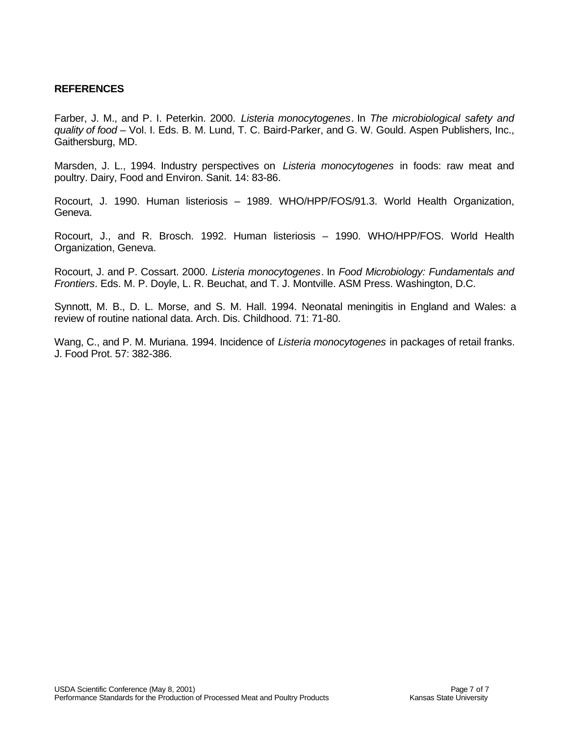**REFERENCES**

Farber, J. M., and P. I. Peterkin. 2000. *Listeria monocytogenes*. In *The microbiological safety and quality of food* – Vol. I. Eds. B. M. Lund, T. C. Baird-Parker, and G. W. Gould. Aspen Publishers, Inc., Gaithersburg, MD.

Marsden, J. L., 1994. Industry perspectives on *Listeria monocytogenes* in foods: raw meat and poultry. Dairy, Food and Environ. Sanit. 14: 83-86.

Rocourt, J. 1990. Human listeriosis – 1989. WHO/HPP/FOS/91.3. World Health Organization, Geneva.

Rocourt, J., and R. Brosch. 1992. Human listeriosis – 1990. WHO/HPP/FOS. World Health Organization, Geneva.

Rocourt, J. and P. Cossart. 2000. *Listeria monocytogenes*. In *Food Microbiology: Fundamentals and Frontiers*. Eds. M. P. Doyle, L. R. Beuchat, and T. J. Montville. ASM Press. Washington, D.C.

Synnott, M. B., D. L. Morse, and S. M. Hall. 1994. Neonatal meningitis in England and Wales: a review of routine national data. Arch. Dis. Childhood. 71: 71-80.

Wang, C., and P. M. Muriana. 1994. Incidence of *Listeria monocytogenes* in packages of retail franks. J. Food Prot. 57: 382-386.